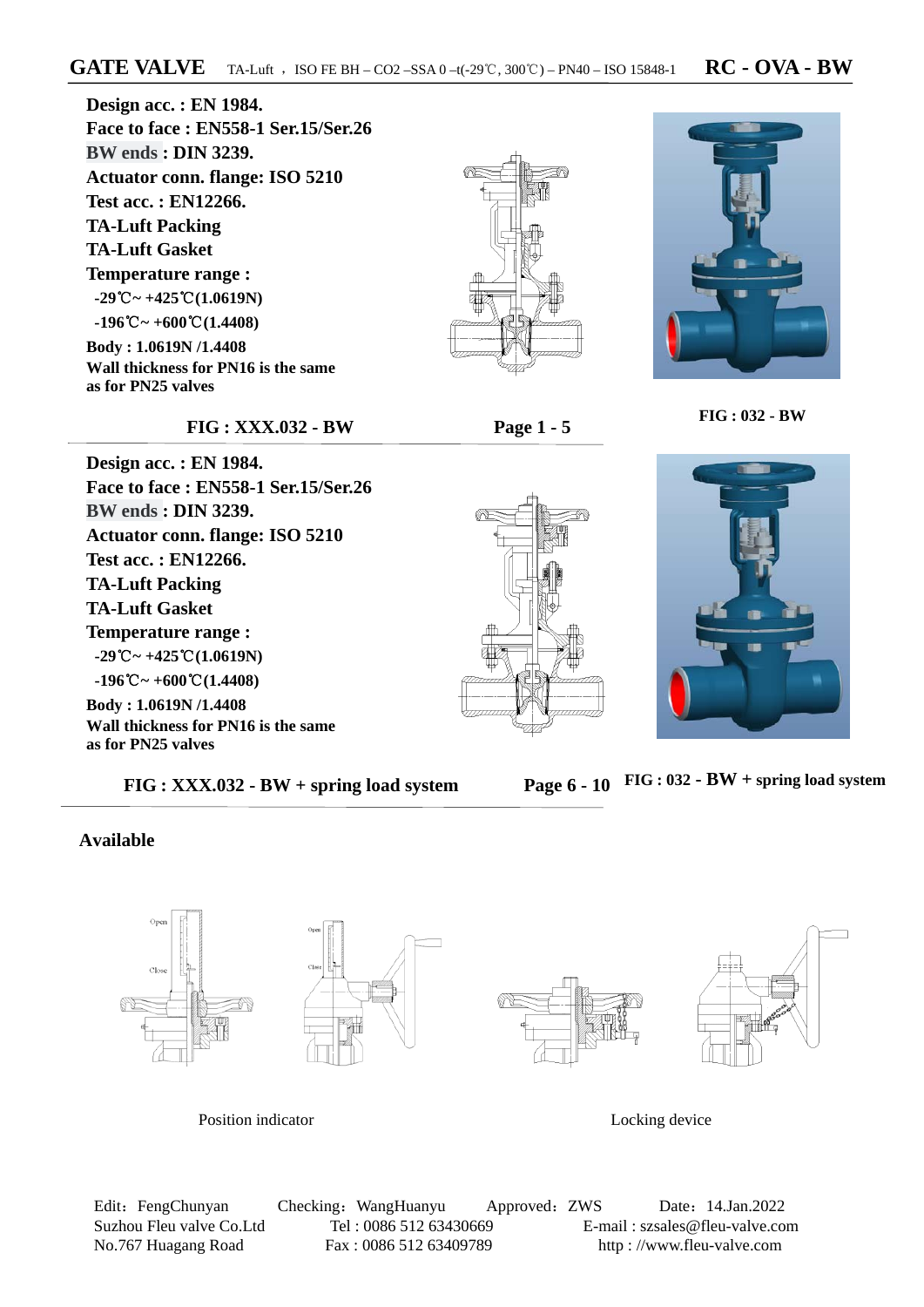# GATE VALVE

TA-Luft , ISO FE BH – $CO_2$ –SSA 0 –t(-29℃, 300℃) – PN40 – ISO 15848-1 **RC - OVA - BW**

**Design acc. : EN 1984.**
**Face to face : EN558-1 Ser.15/Ser.26**
**BW ends : DIN 3239.**
**Actuator conn. flange: ISO 5210**
**Test acc. : EN12266.**
**TA-Luft Packing**
**TA-Luft Gasket**
**Temperature range :**
**-29℃~ +425℃(1.0619N)**
**-196℃~ +600℃(1.4408)**
**Body : 1.0619N /1.4408**
**Wall thickness for PN16 is the same as for PN25 valves**

**FIG : XXX.032 - BW** **Page 1 - 5**

**FIG : 032 - BW**

**Design acc. : EN 1984.**
**Face to face : EN558-1 Ser.15/Ser.26**
**BW ends : DIN 3239.**
**Actuator conn. flange: ISO 5210**
**Test acc. : EN12266.**
**TA-Luft Packing**
**TA-Luft Gasket**
**Temperature range :**
**-29℃~ +425℃(1.0619N)**
**-196℃~ +600℃(1.4408)**
**Body : 1.0619N /1.4408**
**Wall thickness for PN16 is the same as for PN25 valves**

**FIG : XXX.032 - BW + spring load system** **Page 6 - 10**

**FIG : 032 - BW + spring load system**

**Available**

Position indicator

Locking device

Edit：FengChunyan Checking：WangHuanyu Approved：ZWS Date：14.Jan.2022

Suzhou Fleu valve Co.Ltd Tel : 0086 512 63430669 E-mail : szsales@fleu-valve.com

No.767 Huagang Road Fax : 0086 512 63409789 http : //www.fleu-valve.com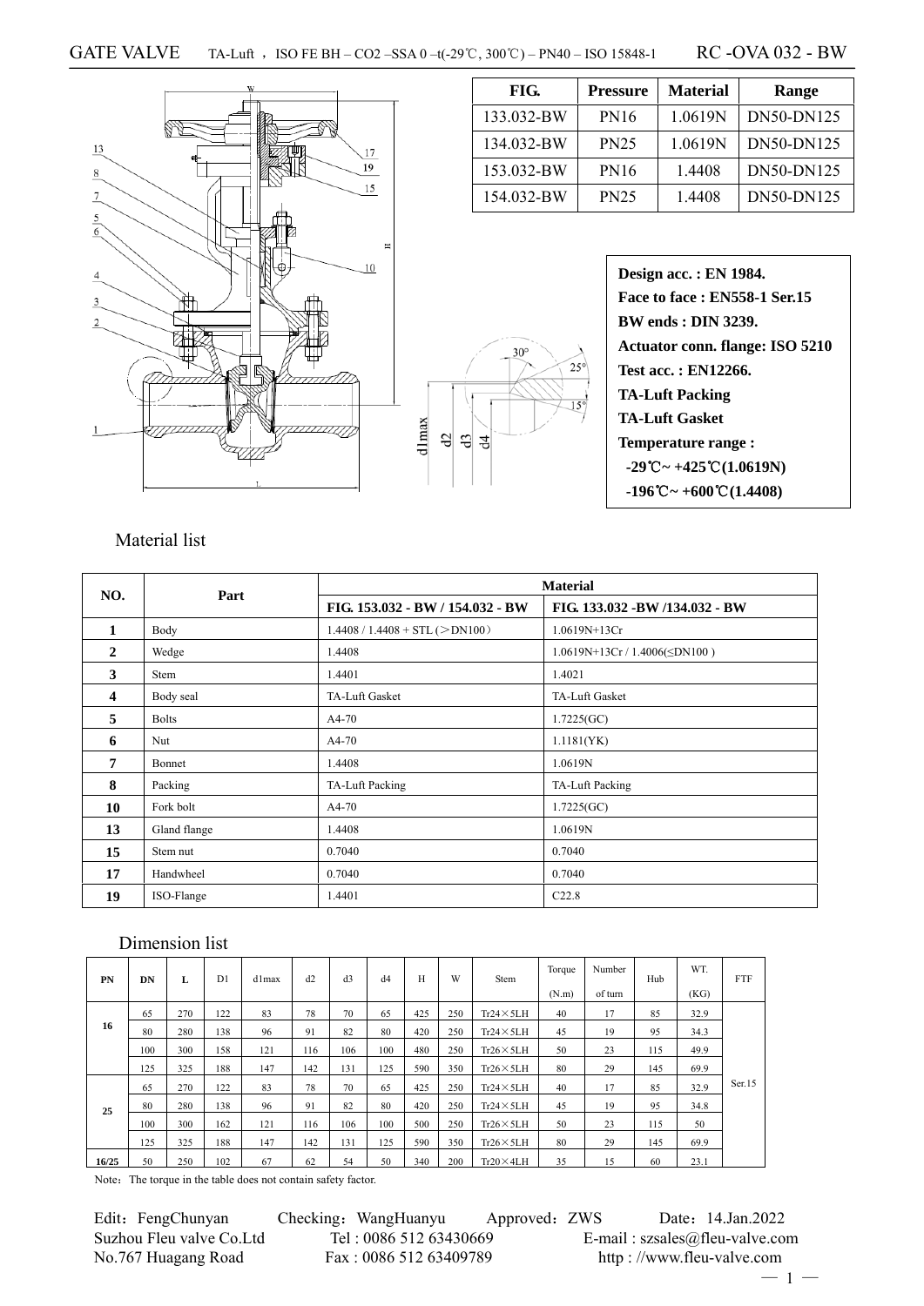# GATE VALVE TA-Luft ，ISO FE BH – $CO_2$ –SSA 0 –t(-29℃, 300℃) – PN40 – ISO 15848-1 RC -OVA 032 - BW

| FIG. | Pressure | Material | Range |
|---|---|---|---|
| 133.032-BW | PN16 | 1.0619N | DN50-DN125 |
| 134.032-BW | PN25 | 1.0619N | DN50-DN125 |
| 153.032-BW | PN16 | 1.4408 | DN50-DN125 |
| 154.032-BW | PN25 | 1.4408 | DN50-DN125 |

**Design acc. : EN 1984.**
**Face to face : EN558-1 Ser.15**
**BW ends : DIN 3239.**
**Actuator conn. flange: ISO 5210**
**Test acc. : EN12266.**
**TA-Luft Packing**
**TA-Luft Gasket**
**Temperature range :**
**-29℃~ +425℃(1.0619N)**
**-196℃~ +600℃(1.4408)**

## Material list

| NO. | Part | Material | |
|---|---|---|---|
| | | FIG. 153.032 - BW / 154.032 - BW | FIG. 133.032 -BW /134.032 - BW |
| 1 | Body | 1.4408 / 1.4408 + STL (＞DN100） | 1.0619N+13Cr |
| 2 | Wedge | 1.4408 | 1.0619N+13Cr / 1.4006(≤DN100 ) |
| 3 | Stem | 1.4401 | 1.4021 |
| 4 | Body seal | TA-Luft Gasket | TA-Luft Gasket |
| 5 | Bolts | A4-70 | 1.7225(GC) |
| 6 | Nut | A4-70 | 1.1181(YK) |
| 7 | Bonnet | 1.4408 | 1.0619N |
| 8 | Packing | TA-Luft Packing | TA-Luft Packing |
| 10 | Fork bolt | A4-70 | 1.7225(GC) |
| 13 | Gland flange | 1.4408 | 1.0619N |
| 15 | Stem nut | 0.7040 | 0.7040 |
| 17 | Handwheel | 0.7040 | 0.7040 |
| 19 | ISO-Flange | 1.4401 | C22.8 |

## Dimension list

| PN | DN | L | D1 | d1max | d2 | d3 | d4 | H | W | Stem | Torque (N.m) | Number of turn | Hub | WT. (KG) | FTF |
|---|---|---|---|---|---|---|---|---|---|---|---|---|---|---|---|
| 16 | 65 | 270 | 122 | 83 | 78 | 70 | 65 | 425 | 250 | Tr24×5LH | 40 | 17 | 85 | 32.9 | Ser.15 |
| | 80 | 280 | 138 | 96 | 91 | 82 | 80 | 420 | 250 | Tr24×5LH | 45 | 19 | 95 | 34.3 | |
| | 100 | 300 | 158 | 121 | 116 | 106 | 100 | 480 | 250 | Tr26×5LH | 50 | 23 | 115 | 49.9 | |
| | 125 | 325 | 188 | 147 | 142 | 131 | 125 | 590 | 350 | Tr26×5LH | 80 | 29 | 145 | 69.9 | |
| 25 | 65 | 270 | 122 | 83 | 78 | 70 | 65 | 425 | 250 | Tr24×5LH | 40 | 17 | 85 | 32.9 | |
| | 80 | 280 | 138 | 96 | 91 | 82 | 80 | 420 | 250 | Tr24×5LH | 45 | 19 | 95 | 34.8 | |
| | 100 | 300 | 162 | 121 | 116 | 106 | 100 | 500 | 250 | Tr26×5LH | 50 | 23 | 115 | 50 | |
| | 125 | 325 | 188 | 147 | 142 | 131 | 125 | 590 | 350 | Tr26×5LH | 80 | 29 | 145 | 69.9 | |
| 16/25 | 50 | 250 | 102 | 67 | 62 | 54 | 50 | 340 | 200 | Tr20×4LH | 35 | 15 | 60 | 23.1 | |

Note：The torque in the table does not contain safety factor.

Edit：FengChunyan Checking：WangHuanyu Approved：ZWS Date：14.Jan.2022
Suzhou Fleu valve Co.Ltd Tel : 0086 512 63430669 E-mail : szsales@fleu-valve.com
No.767 Huagang Road Fax : 0086 512 63409789 http : //www.fleu-valve.com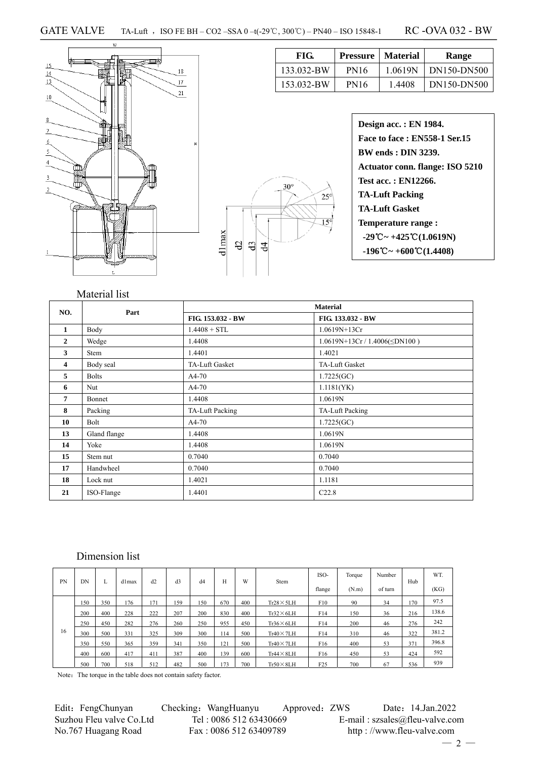# GATE VALVE TA-Luft，ISO FE BH – CO2 –SSA 0 –t(-29℃, 300℃) – PN40 – ISO 15848-1 RC -OVA 032 - BW

| FIG. | Pressure | Material | Range |
|---|---|---|---|
| 133.032-BW | PN16 | 1.0619N | DN150-DN500 |
| 153.032-BW | PN16 | 1.4408 | DN150-DN500 |

**Design acc. : EN 1984.**
**Face to face : EN558-1 Ser.15**
**BW ends : DIN 3239.**
**Actuator conn. flange: ISO 5210**
**Test acc. : EN12266.**
**TA-Luft Packing**
**TA-Luft Gasket**
**Temperature range :**
**-29℃~ +425℃(1.0619N)**
**-196℃~ +600℃(1.4408)**

## Material list

| NO. | Part | Material | |
|---|---|---|---|
| | | FIG. 153.032 - BW | FIG. 133.032 - BW |
| 1 | Body | 1.4408 + STL | 1.0619N+13Cr |
| 2 | Wedge | 1.4408 | 1.0619N+13Cr / 1.4006(≤DN100 ) |
| 3 | Stem | 1.4401 | 1.4021 |
| 4 | Body seal | TA-Luft Gasket | TA-Luft Gasket |
| 5 | Bolts | A4-70 | 1.7225(GC) |
| 6 | Nut | A4-70 | 1.1181(YK) |
| 7 | Bonnet | 1.4408 | 1.0619N |
| 8 | Packing | TA-Luft Packing | TA-Luft Packing |
| 10 | Bolt | A4-70 | 1.7225(GC) |
| 13 | Gland flange | 1.4408 | 1.0619N |
| 14 | Yoke | 1.4408 | 1.0619N |
| 15 | Stem nut | 0.7040 | 0.7040 |
| 17 | Handwheel | 0.7040 | 0.7040 |
| 18 | Lock nut | 1.4021 | 1.1181 |
| 21 | ISO-Flange | 1.4401 | C22.8 |

## Dimension list

| PN | DN | L | d1max | d2 | d3 | d4 | H | W | Stem | ISO-flange | Torque (N.m) | Number of turn | Hub | WT. (KG) |
|---|---|---|---|---|---|---|---|---|---|---|---|---|---|---|
| 16 | 150 | 350 | 176 | 171 | 159 | 150 | 670 | 400 | Tr28×5LH | F10 | 90 | 34 | 170 | 97.5 |
| | 200 | 400 | 228 | 222 | 207 | 200 | 830 | 400 | Tr32×6LH | F14 | 150 | 36 | 216 | 138.6 |
| | 250 | 450 | 282 | 276 | 260 | 250 | 955 | 450 | Tr36×6LH | F14 | 200 | 46 | 276 | 242 |
| | 300 | 500 | 331 | 325 | 309 | 300 | 114 | 500 | Tr40×7LH | F14 | 310 | 46 | 322 | 381.2 |
| | 350 | 550 | 365 | 359 | 341 | 350 | 121 | 500 | Tr40×7LH | F16 | 400 | 53 | 371 | 396.8 |
| | 400 | 600 | 417 | 411 | 387 | 400 | 139 | 600 | Tr44×8LH | F16 | 450 | 53 | 424 | 592 |
| | 500 | 700 | 518 | 512 | 482 | 500 | 173 | 700 | Tr50×8LH | F25 | 700 | 67 | 536 | 939 |

Note：The torque in the table does not contain safety factor.

Edit：FengChunyan Checking：WangHuanyu Approved：ZWS Date：14.Jan.2022
Suzhou Fleu valve Co.Ltd Tel : 0086 512 63430669 E-mail : szsales@fleu-valve.com
No.767 Huagang Road Fax : 0086 512 63409789 http : //www.fleu-valve.com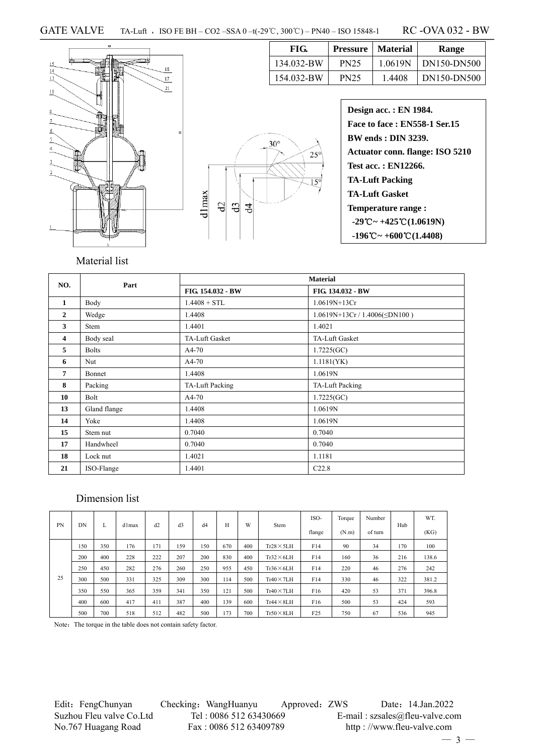# GATE VALVE

TA-Luft ，ISO FE BH – CO2 –SSA 0 –t(-29℃, 300℃) – PN40 – ISO 15848-1 RC -OVA 032 - BW

| FIG. | Pressure | Material | Range |
|---|---|---|---|
| 134.032-BW | PN25 | 1.0619N | DN150-DN500 |
| 154.032-BW | PN25 | 1.4408 | DN150-DN500 |

**Design acc. : EN 1984.**
**Face to face : EN558-1 Ser.15**
**BW ends : DIN 3239.**
**Actuator conn. flange: ISO 5210**
**Test acc. : EN12266.**
**TA-Luft Packing**
**TA-Luft Gasket**
**Temperature range :**
**-29℃~ +425℃(1.0619N)**
**-196℃~ +600℃(1.4408)**

## Material list

| NO. | Part | Material | |
|---|---|---|---|
| | | FIG. 154.032 - BW | FIG. 134.032 - BW |
| 1 | Body | 1.4408 + STL | 1.0619N+13Cr |
| 2 | Wedge | 1.4408 | 1.0619N+13Cr / 1.4006(≤DN100 ) |
| 3 | Stem | 1.4401 | 1.4021 |
| 4 | Body seal | TA-Luft Gasket | TA-Luft Gasket |
| 5 | Bolts | A4-70 | 1.7225(GC) |
| 6 | Nut | A4-70 | 1.1181(YK) |
| 7 | Bonnet | 1.4408 | 1.0619N |
| 8 | Packing | TA-Luft Packing | TA-Luft Packing |
| 10 | Bolt | A4-70 | 1.7225(GC) |
| 13 | Gland flange | 1.4408 | 1.0619N |
| 14 | Yoke | 1.4408 | 1.0619N |
| 15 | Stem nut | 0.7040 | 0.7040 |
| 17 | Handwheel | 0.7040 | 0.7040 |
| 18 | Lock nut | 1.4021 | 1.1181 |
| 21 | ISO-Flange | 1.4401 | C22.8 |

## Dimension list

| PN | DN | L | d1max | d2 | d3 | d4 | H | W | Stem | ISO-flange | Torque (N.m) | Number of turn | Hub | WT. (KG) |
|---|---|---|---|---|---|---|---|---|---|---|---|---|---|---|
| 25 | 150 | 350 | 176 | 171 | 159 | 150 | 670 | 400 | Tr28×5LH | F14 | 90 | 34 | 170 | 100 |
| | 200 | 400 | 228 | 222 | 207 | 200 | 830 | 400 | Tr32×6LH | F14 | 160 | 36 | 216 | 138.6 |
| | 250 | 450 | 282 | 276 | 260 | 250 | 955 | 450 | Tr36×6LH | F14 | 220 | 46 | 276 | 242 |
| | 300 | 500 | 331 | 325 | 309 | 300 | 114 | 500 | Tr40×7LH | F14 | 330 | 46 | 322 | 381.2 |
| | 350 | 550 | 365 | 359 | 341 | 350 | 121 | 500 | Tr40×7LH | F16 | 420 | 53 | 371 | 396.8 |
| | 400 | 600 | 417 | 411 | 387 | 400 | 139 | 600 | Tr44×8LH | F16 | 500 | 53 | 424 | 593 |
| | 500 | 700 | 518 | 512 | 482 | 500 | 173 | 700 | Tr50×8LH | F25 | 750 | 67 | 536 | 945 |

Note：The torque in the table does not contain safety factor.

Edit：FengChunyan Checking：WangHuanyu Approved：ZWS Date：14.Jan.2022
Suzhou Fleu valve Co.Ltd Tel : 0086 512 63430669 E-mail : szsales@fleu-valve.com
No.767 Huagang Road Fax : 0086 512 63409789 http : //www.fleu-valve.com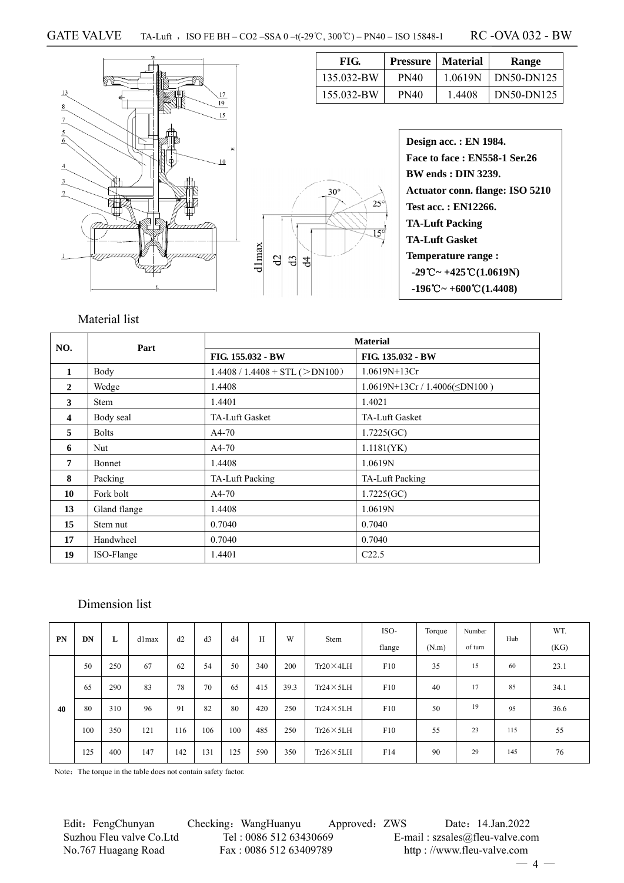# GATE VALVE TA-Luft , ISO FE BH – CO2 –SSA 0 –t(-29℃, 300℃) – PN40 – ISO 15848-1 RC -OVA 032 - BW

| FIG. | Pressure | Material | Range |
|---|---|---|---|
| 135.032-BW | PN40 | 1.0619N | DN50-DN125 |
| 155.032-BW | PN40 | 1.4408 | DN50-DN125 |

**Design acc. : EN 1984.**
**Face to face : EN558-1 Ser.26**
**BW ends : DIN 3239.**
**Actuator conn. flange: ISO 5210**
**Test acc. : EN12266.**
**TA-Luft Packing**
**TA-Luft Gasket**
**Temperature range :**
**-29℃~ +425℃(1.0619N)**
**-196℃~ +600℃(1.4408)**

## Material list

| NO. | Part | Material | |
|---|---|---|---|
| | | FIG. 155.032 - BW | FIG. 135.032 - BW |
| 1 | Body | 1.4408 / 1.4408 + STL (＞DN100) | 1.0619N+13Cr |
| 2 | Wedge | 1.4408 | 1.0619N+13Cr / 1.4006(≤DN100 ) |
| 3 | Stem | 1.4401 | 1.4021 |
| 4 | Body seal | TA-Luft Gasket | TA-Luft Gasket |
| 5 | Bolts | A4-70 | 1.7225(GC) |
| 6 | Nut | A4-70 | 1.1181(YK) |
| 7 | Bonnet | 1.4408 | 1.0619N |
| 8 | Packing | TA-Luft Packing | TA-Luft Packing |
| 10 | Fork bolt | A4-70 | 1.7225(GC) |
| 13 | Gland flange | 1.4408 | 1.0619N |
| 15 | Stem nut | 0.7040 | 0.7040 |
| 17 | Handwheel | 0.7040 | 0.7040 |
| 19 | ISO-Flange | 1.4401 | C22.5 |

## Dimension list

| PN | DN | L | d1max | d2 | d3 | d4 | H | W | Stem | ISO-flange | Torque (N.m) | Number of turn | Hub | WT. (KG) |
|---|---|---|---|---|---|---|---|---|---|---|---|---|---|---|
| 40 | 50 | 250 | 67 | 62 | 54 | 50 | 340 | 200 | Tr20×4LH | F10 | 35 | 15 | 60 | 23.1 |
| | 65 | 290 | 83 | 78 | 70 | 65 | 415 | 39.3 | Tr24×5LH | F10 | 40 | 17 | 85 | 34.1 |
| | 80 | 310 | 96 | 91 | 82 | 80 | 420 | 250 | Tr24×5LH | F10 | 50 | 19 | 95 | 36.6 |
| | 100 | 350 | 121 | 116 | 106 | 100 | 485 | 250 | Tr26×5LH | F10 | 55 | 23 | 115 | 55 |
| | 125 | 400 | 147 | 142 | 131 | 125 | 590 | 350 | Tr26×5LH | F14 | 90 | 29 | 145 | 76 |

Note：The torque in the table does not contain safety factor.

Edit：FengChunyan Checking：WangHuanyu Approved：ZWS Date：14.Jan.2022
Suzhou Fleu valve Co.Ltd Tel : 0086 512 63430669 E-mail : szsales@fleu-valve.com
No.767 Huagang Road Fax : 0086 512 63409789 http : //www.fleu-valve.com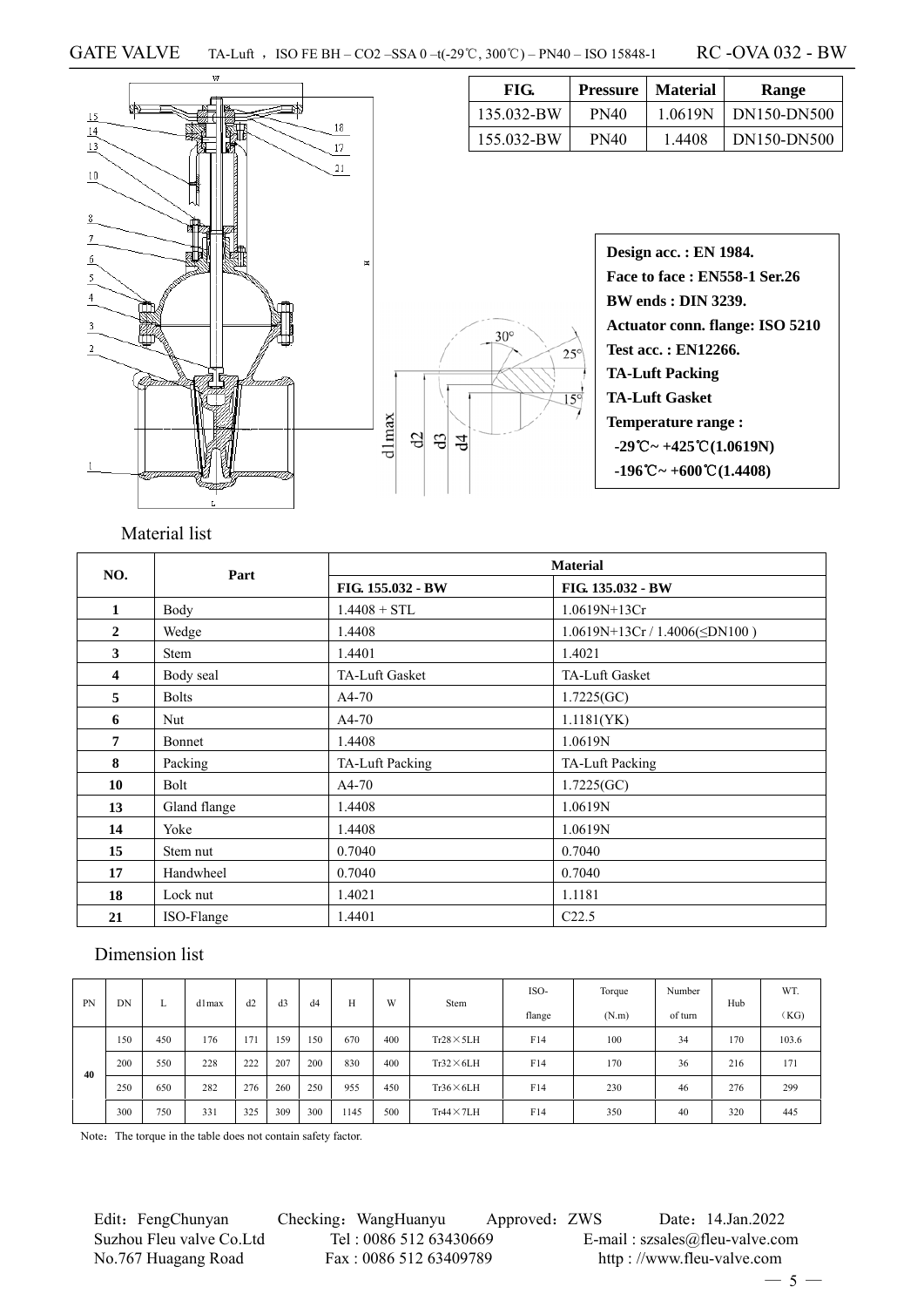# GATE VALVE TA-Luft ，ISO FE BH – CO2 –SSA 0 –t(-29℃, 300℃) – PN40 – ISO 15848-1 RC -OVA 032 - BW

| FIG. | Pressure | Material | Range |
|---|---|---|---|
| 135.032-BW | PN40 | 1.0619N | DN150-DN500 |
| 155.032-BW | PN40 | 1.4408 | DN150-DN500 |

**Design acc. : EN 1984.**
**Face to face : EN558-1 Ser.26**
**BW ends : DIN 3239.**
**Actuator conn. flange: ISO 5210**
**Test acc. : EN12266.**
**TA-Luft Packing**
**TA-Luft Gasket**
**Temperature range :**
**-29℃~ +425℃(1.0619N)**
**-196℃~ +600℃(1.4408)**

## Material list

| NO. | Part | Material | |
|---|---|---|---|
| | | FIG. 155.032 - BW | FIG. 135.032 - BW |
| 1 | Body | 1.4408 + STL | 1.0619N+13Cr |
| 2 | Wedge | 1.4408 | 1.0619N+13Cr / 1.4006(≤DN100 ) |
| 3 | Stem | 1.4401 | 1.4021 |
| 4 | Body seal | TA-Luft Gasket | TA-Luft Gasket |
| 5 | Bolts | A4-70 | 1.7225(GC) |
| 6 | Nut | A4-70 | 1.1181(YK) |
| 7 | Bonnet | 1.4408 | 1.0619N |
| 8 | Packing | TA-Luft Packing | TA-Luft Packing |
| 10 | Bolt | A4-70 | 1.7225(GC) |
| 13 | Gland flange | 1.4408 | 1.0619N |
| 14 | Yoke | 1.4408 | 1.0619N |
| 15 | Stem nut | 0.7040 | 0.7040 |
| 17 | Handwheel | 0.7040 | 0.7040 |
| 18 | Lock nut | 1.4021 | 1.1181 |
| 21 | ISO-Flange | 1.4401 | C22.5 |

## Dimension list

| PN | DN | L | d1max | d2 | d3 | d4 | H | W | Stem | ISO-flange | Torque (N.m) | Number of turn | Hub | WT. （KG) |
|---|---|---|---|---|---|---|---|---|---|---|---|---|---|---|
| 40 | 150 | 450 | 176 | 171 | 159 | 150 | 670 | 400 | Tr28×5LH | F14 | 100 | 34 | 170 | 103.6 |
| | 200 | 550 | 228 | 222 | 207 | 200 | 830 | 400 | Tr32×6LH | F14 | 170 | 36 | 216 | 171 |
| | 250 | 650 | 282 | 276 | 260 | 250 | 955 | 450 | Tr36×6LH | F14 | 230 | 46 | 276 | 299 |
| | 300 | 750 | 331 | 325 | 309 | 300 | 1145 | 500 | Tr44×7LH | F14 | 350 | 40 | 320 | 445 |

Note：The torque in the table does not contain safety factor.

Edit：FengChunyan Checking：WangHuanyu Approved：ZWS Date：14.Jan.2022
Suzhou Fleu valve Co.Ltd Tel : 0086 512 63430669 E-mail : szsales@fleu-valve.com
No.767 Huagang Road Fax : 0086 512 63409789 http : //www.fleu-valve.com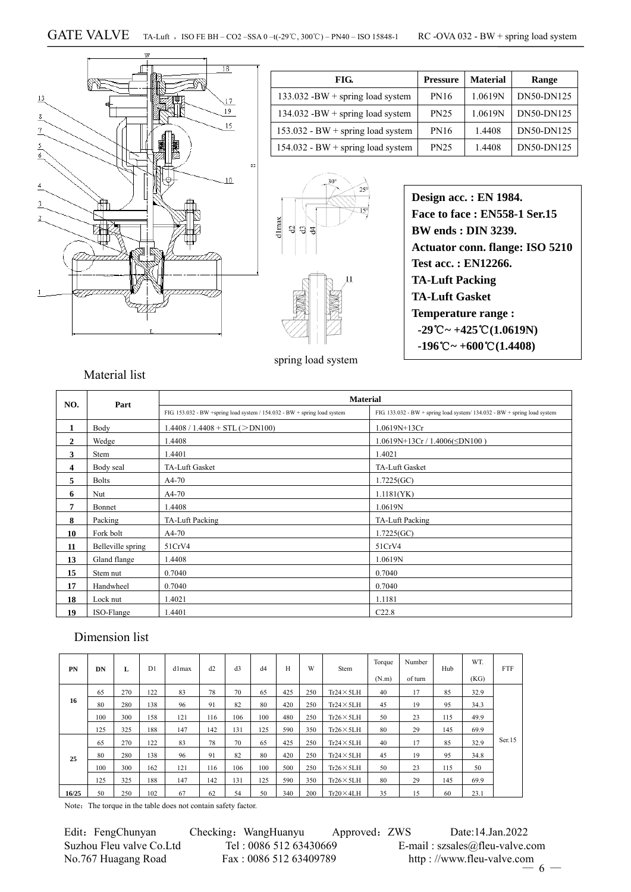# GATE VALVE

TA-Luft，ISO FE BH – CO2 –SSA 0 –t(-29℃, 300℃) – PN40 – ISO 15848-1 RC -OVA 032 - BW + spring load system

| FIG. | Pressure | Material | Range |
|---|---|---|---|
| 133.032 -BW + spring load system | PN16 | 1.0619N | DN50-DN125 |
| 134.032 -BW + spring load system | PN25 | 1.0619N | DN50-DN125 |
| 153.032 - BW + spring load system | PN16 | 1.4408 | DN50-DN125 |
| 154.032 - BW + spring load system | PN25 | 1.4408 | DN50-DN125 |

spring load system

**Design acc. : EN 1984.**
**Face to face : EN558-1 Ser.15**
**BW ends : DIN 3239.**
**Actuator conn. flange: ISO 5210**
**Test acc. : EN12266.**
**TA-Luft Packing**
**TA-Luft Gasket**
**Temperature range :**
**-29℃~ +425℃(1.0619N)**
**-196℃~ +600℃(1.4408)**

## Material list

| NO. | Part | Material | |
|---|---|---|---|
| | | FIG. 153.032 - BW +spring load system / 154.032 - BW + spring load system | FIG. 133.032 - BW + spring load system/ 134.032 - BW + spring load system |
| 1 | Body | 1.4408 / 1.4408 + STL (＞DN100) | 1.0619N+13Cr |
| 2 | Wedge | 1.4408 | 1.0619N+13Cr / 1.4006(≤DN100 ) |
| 3 | Stem | 1.4401 | 1.4021 |
| 4 | Body seal | TA-Luft Gasket | TA-Luft Gasket |
| 5 | Bolts | A4-70 | 1.7225(GC) |
| 6 | Nut | A4-70 | 1.1181(YK) |
| 7 | Bonnet | 1.4408 | 1.0619N |
| 8 | Packing | TA-Luft Packing | TA-Luft Packing |
| 10 | Fork bolt | A4-70 | 1.7225(GC) |
| 11 | Belleville spring | 51CrV4 | 51CrV4 |
| 13 | Gland flange | 1.4408 | 1.0619N |
| 15 | Stem nut | 0.7040 | 0.7040 |
| 17 | Handwheel | 0.7040 | 0.7040 |
| 18 | Lock nut | 1.4021 | 1.1181 |
| 19 | ISO-Flange | 1.4401 | C22.8 |

## Dimension list

| PN | DN | L | D1 | d1max | d2 | d3 | d4 | H | W | Stem | Torque (N.m) | Number of turn | Hub | WT. (KG) | FTF |
|---|---|---|---|---|---|---|---|---|---|---|---|---|---|---|---|
| 16 | 65 | 270 | 122 | 83 | 78 | 70 | 65 | 425 | 250 | Tr24×5LH | 40 | 17 | 85 | 32.9 | Ser.15 |
| | 80 | 280 | 138 | 96 | 91 | 82 | 80 | 420 | 250 | Tr24×5LH | 45 | 19 | 95 | 34.3 | |
| | 100 | 300 | 158 | 121 | 116 | 106 | 100 | 480 | 250 | Tr26×5LH | 50 | 23 | 115 | 49.9 | |
| | 125 | 325 | 188 | 147 | 142 | 131 | 125 | 590 | 350 | Tr26×5LH | 80 | 29 | 145 | 69.9 | |
| 25 | 65 | 270 | 122 | 83 | 78 | 70 | 65 | 425 | 250 | Tr24×5LH | 40 | 17 | 85 | 32.9 | |
| | 80 | 280 | 138 | 96 | 91 | 82 | 80 | 420 | 250 | Tr24×5LH | 45 | 19 | 95 | 34.8 | |
| | 100 | 300 | 162 | 121 | 116 | 106 | 100 | 500 | 250 | Tr26×5LH | 50 | 23 | 115 | 50 | |
| | 125 | 325 | 188 | 147 | 142 | 131 | 125 | 590 | 350 | Tr26×5LH | 80 | 29 | 145 | 69.9 | |
| 16/25 | 50 | 250 | 102 | 67 | 62 | 54 | 50 | 340 | 200 | Tr20×4LH | 35 | 15 | 60 | 23.1 | |

Note：The torque in the table does not contain safety factor.

Edit：FengChunyan Checking：WangHuanyu Approved：ZWS Date:14.Jan.2022
Suzhou Fleu valve Co.Ltd Tel : 0086 512 63430669 E-mail : szsales@fleu-valve.com
No.767 Huagang Road Fax : 0086 512 63409789 http : //www.fleu-valve.com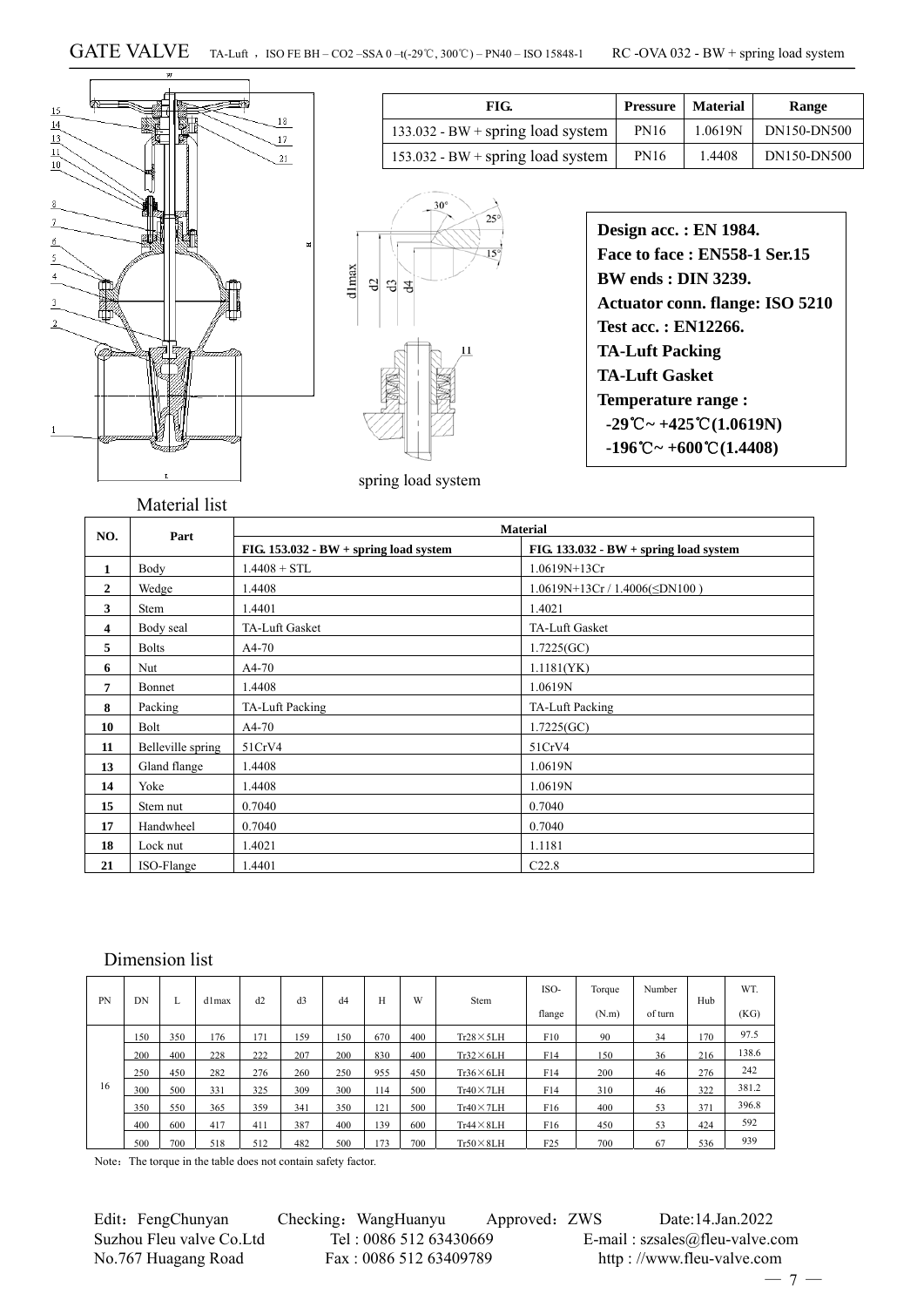# GATE VALVE

TA-Luft ，ISO FE BH – CO2 –SSA 0 –t(-29℃, 300℃) – PN40 – ISO 15848-1 RC -OVA 032 - BW + spring load system

| FIG. | Pressure | Material | Range |
|---|---|---|---|
| 133.032 - BW + spring load system | PN16 | 1.0619N | DN150-DN500 |
| 153.032 - BW + spring load system | PN16 | 1.4408 | DN150-DN500 |

spring load system

**Design acc. : EN 1984.**
**Face to face : EN558-1 Ser.15**
**BW ends : DIN 3239.**
**Actuator conn. flange: ISO 5210**
**Test acc. : EN12266.**
**TA-Luft Packing**
**TA-Luft Gasket**
**Temperature range :**
**-29℃~ +425℃(1.0619N)**
**-196℃~ +600℃(1.4408)**

## Material list

| NO. | Part | Material | |
|---|---|---|---|
| | | FIG. 153.032 - BW + spring load system | FIG. 133.032 - BW + spring load system |
| 1 | Body | 1.4408 + STL | 1.0619N+13Cr |
| 2 | Wedge | 1.4408 | 1.0619N+13Cr / 1.4006(≤DN100 ) |
| 3 | Stem | 1.4401 | 1.4021 |
| 4 | Body seal | TA-Luft Gasket | TA-Luft Gasket |
| 5 | Bolts | A4-70 | 1.7225(GC) |
| 6 | Nut | A4-70 | 1.1181(YK) |
| 7 | Bonnet | 1.4408 | 1.0619N |
| 8 | Packing | TA-Luft Packing | TA-Luft Packing |
| 10 | Bolt | A4-70 | 1.7225(GC) |
| 11 | Belleville spring | 51CrV4 | 51CrV4 |
| 13 | Gland flange | 1.4408 | 1.0619N |
| 14 | Yoke | 1.4408 | 1.0619N |
| 15 | Stem nut | 0.7040 | 0.7040 |
| 17 | Handwheel | 0.7040 | 0.7040 |
| 18 | Lock nut | 1.4021 | 1.1181 |
| 21 | ISO-Flange | 1.4401 | C22.8 |

## Dimension list

| PN | DN | L | d1max | d2 | d3 | d4 | H | W | Stem | ISO-flange | Torque (N.m) | Number of turn | Hub | WT. (KG) |
|---|---|---|---|---|---|---|---|---|---|---|---|---|---|---|
| 16 | 150 | 350 | 176 | 171 | 159 | 150 | 670 | 400 | Tr28×5LH | F10 | 90 | 34 | 170 | 97.5 |
| | 200 | 400 | 228 | 222 | 207 | 200 | 830 | 400 | Tr32×6LH | F14 | 150 | 36 | 216 | 138.6 |
| | 250 | 450 | 282 | 276 | 260 | 250 | 955 | 450 | Tr36×6LH | F14 | 200 | 46 | 276 | 242 |
| | 300 | 500 | 331 | 325 | 309 | 300 | 114 | 500 | Tr40×7LH | F14 | 310 | 46 | 322 | 381.2 |
| | 350 | 550 | 365 | 359 | 341 | 350 | 121 | 500 | Tr40×7LH | F16 | 400 | 53 | 371 | 396.8 |
| | 400 | 600 | 417 | 411 | 387 | 400 | 139 | 600 | Tr44×8LH | F16 | 450 | 53 | 424 | 592 |
| | 500 | 700 | 518 | 512 | 482 | 500 | 173 | 700 | Tr50×8LH | F25 | 700 | 67 | 536 | 939 |

Note：The torque in the table does not contain safety factor.

Edit：FengChunyan Checking：WangHuanyu Approved：ZWS Date:14.Jan.2022
Suzhou Fleu valve Co.Ltd Tel : 0086 512 63430669 E-mail : szsales@fleu-valve.com
No.767 Huagang Road Fax : 0086 512 63409789 http : //www.fleu-valve.com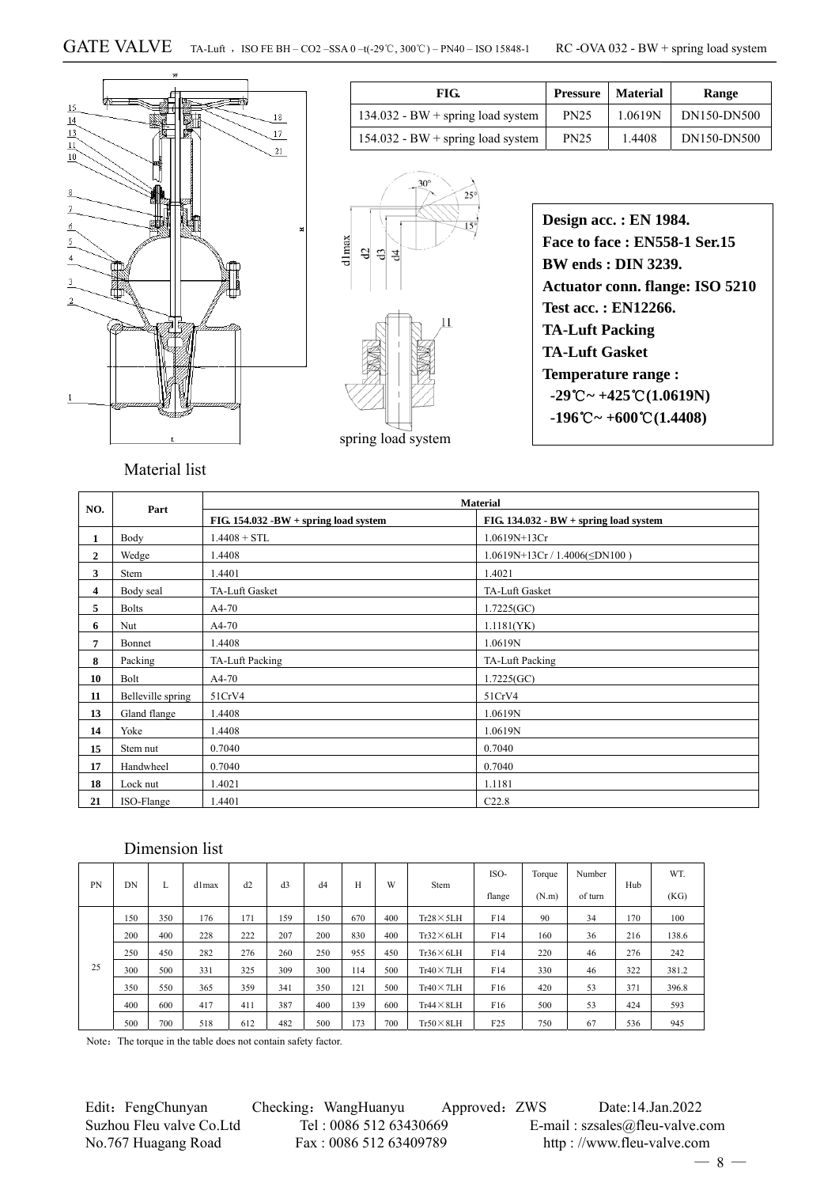# GATE VALVE

TA-Luft ，ISO FE BH – CO2 –SSA 0 –t(-29℃, 300℃) – PN40 – ISO 15848-1 RC -OVA 032 - BW + spring load system

| FIG. | Pressure | Material | Range |
|---|---|---|---|
| 134.032 - BW + spring load system | PN25 | 1.0619N | DN150-DN500 |
| 154.032 - BW + spring load system | PN25 | 1.4408 | DN150-DN500 |

spring load system

**Design acc. : EN 1984.**
**Face to face : EN558-1 Ser.15**
**BW ends : DIN 3239.**
**Actuator conn. flange: ISO 5210**
**Test acc. : EN12266.**
**TA-Luft Packing**
**TA-Luft Gasket**
**Temperature range :**
**-29℃~ +425℃(1.0619N)**
**-196℃~ +600℃(1.4408)**

## Material list

| NO. | Part | Material | |
|---|---|---|---|
| | | FIG. 154.032 -BW + spring load system | FIG. 134.032 - BW + spring load system |
| 1 | Body | 1.4408 + STL | 1.0619N+13Cr |
| 2 | Wedge | 1.4408 | 1.0619N+13Cr / 1.4006(≤DN100 ) |
| 3 | Stem | 1.4401 | 1.4021 |
| 4 | Body seal | TA-Luft Gasket | TA-Luft Gasket |
| 5 | Bolts | A4-70 | 1.7225(GC) |
| 6 | Nut | A4-70 | 1.1181(YK) |
| 7 | Bonnet | 1.4408 | 1.0619N |
| 8 | Packing | TA-Luft Packing | TA-Luft Packing |
| 10 | Bolt | A4-70 | 1.7225(GC) |
| 11 | Belleville spring | 51CrV4 | 51CrV4 |
| 13 | Gland flange | 1.4408 | 1.0619N |
| 14 | Yoke | 1.4408 | 1.0619N |
| 15 | Stem nut | 0.7040 | 0.7040 |
| 17 | Handwheel | 0.7040 | 0.7040 |
| 18 | Lock nut | 1.4021 | 1.1181 |
| 21 | ISO-Flange | 1.4401 | C22.8 |

## Dimension list

| PN | DN | L | d1max | d2 | d3 | d4 | H | W | Stem | ISO-flange | Torque (N.m) | Number of turn | Hub | WT. (KG) |
|---|---|---|---|---|---|---|---|---|---|---|---|---|---|---|
| 25 | 150 | 350 | 176 | 171 | 159 | 150 | 670 | 400 | Tr28×5LH | F14 | 90 | 34 | 170 | 100 |
| | 200 | 400 | 228 | 222 | 207 | 200 | 830 | 400 | Tr32×6LH | F14 | 160 | 36 | 216 | 138.6 |
| | 250 | 450 | 282 | 276 | 260 | 250 | 955 | 450 | Tr36×6LH | F14 | 220 | 46 | 276 | 242 |
| | 300 | 500 | 331 | 325 | 309 | 300 | 114 | 500 | Tr40×7LH | F14 | 330 | 46 | 322 | 381.2 |
| | 350 | 550 | 365 | 359 | 341 | 350 | 121 | 500 | Tr40×7LH | F16 | 420 | 53 | 371 | 396.8 |
| | 400 | 600 | 417 | 411 | 387 | 400 | 139 | 600 | Tr44×8LH | F16 | 500 | 53 | 424 | 593 |
| | 500 | 700 | 518 | 612 | 482 | 500 | 173 | 700 | Tr50×8LH | F25 | 750 | 67 | 536 | 945 |

Note：The torque in the table does not contain safety factor.

Edit：FengChunyan Checking：WangHuanyu Approved：ZWS Date:14.Jan.2022
Suzhou Fleu valve Co.Ltd Tel : 0086 512 63430669 E-mail : szsales@fleu-valve.com
No.767 Huagang Road Fax : 0086 512 63409789 http : //www.fleu-valve.com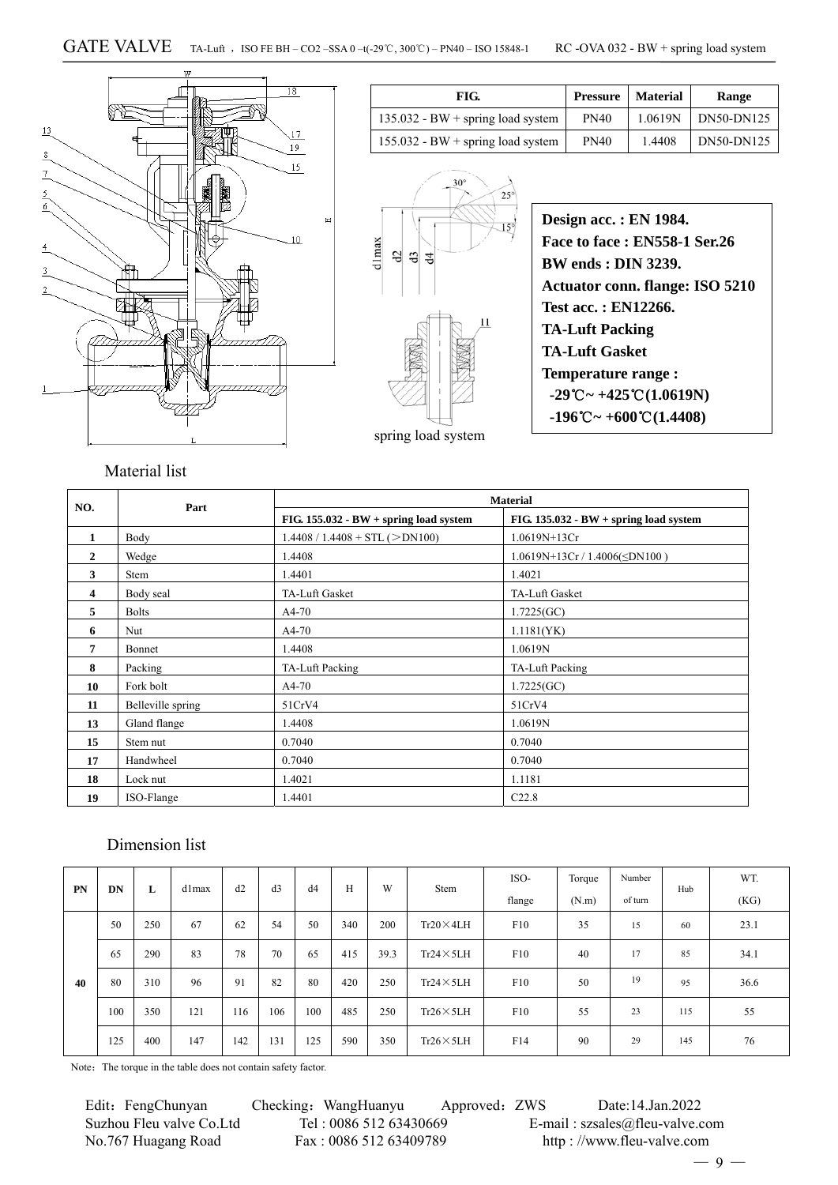GATE VALVE TA-Luft ，ISO FE BH – CO2 –SSA 0 –t(-29℃, 300℃) – PN40 – ISO 15848-1 RC -OVA 032 - BW + spring load system

| FIG. | Pressure | Material | Range |
|---|---|---|---|
| 135.032 - BW + spring load system | PN40 | 1.0619N | DN50-DN125 |
| 155.032 - BW + spring load system | PN40 | 1.4408 | DN50-DN125 |

spring load system

**Design acc. : EN 1984.**
**Face to face : EN558-1 Ser.26**
**BW ends : DIN 3239.**
**Actuator conn. flange: ISO 5210**
**Test acc. : EN12266.**
**TA-Luft Packing**
**TA-Luft Gasket**
**Temperature range :**
**-29℃~ +425℃(1.0619N)**
**-196℃~ +600℃(1.4408)**

## Material list

| NO. | Part | Material | |
|---|---|---|---|
| | | FIG. 155.032 - BW + spring load system | FIG. 135.032 - BW + spring load system |
| 1 | Body | 1.4408 / 1.4408 + STL (＞DN100) | 1.0619N+13Cr |
| 2 | Wedge | 1.4408 | 1.0619N+13Cr / 1.4006(≤DN100 ) |
| 3 | Stem | 1.4401 | 1.4021 |
| 4 | Body seal | TA-Luft Gasket | TA-Luft Gasket |
| 5 | Bolts | A4-70 | 1.7225(GC) |
| 6 | Nut | A4-70 | 1.1181(YK) |
| 7 | Bonnet | 1.4408 | 1.0619N |
| 8 | Packing | TA-Luft Packing | TA-Luft Packing |
| 10 | Fork bolt | A4-70 | 1.7225(GC) |
| 11 | Belleville spring | 51CrV4 | 51CrV4 |
| 13 | Gland flange | 1.4408 | 1.0619N |
| 15 | Stem nut | 0.7040 | 0.7040 |
| 17 | Handwheel | 0.7040 | 0.7040 |
| 18 | Lock nut | 1.4021 | 1.1181 |
| 19 | ISO-Flange | 1.4401 | C22.8 |

## Dimension list

| PN | DN | L | d1max | d2 | d3 | d4 | H | W | Stem | ISO-flange | Torque (N.m) | Number of turn | Hub | WT. (KG) |
|---|---|---|---|---|---|---|---|---|---|---|---|---|---|---|
| 40 | 50 | 250 | 67 | 62 | 54 | 50 | 340 | 200 | Tr20×4LH | F10 | 35 | 15 | 60 | 23.1 |
| | 65 | 290 | 83 | 78 | 70 | 65 | 415 | 39.3 | Tr24×5LH | F10 | 40 | 17 | 85 | 34.1 |
| | 80 | 310 | 96 | 91 | 82 | 80 | 420 | 250 | Tr24×5LH | F10 | 50 | 19 | 95 | 36.6 |
| | 100 | 350 | 121 | 116 | 106 | 100 | 485 | 250 | Tr26×5LH | F10 | 55 | 23 | 115 | 55 |
| | 125 | 400 | 147 | 142 | 131 | 125 | 590 | 350 | Tr26×5LH | F14 | 90 | 29 | 145 | 76 |

Note：The torque in the table does not contain safety factor.

Edit：FengChunyan Checking：WangHuanyu Approved：ZWS Date:14.Jan.2022
Suzhou Fleu valve Co.Ltd Tel : 0086 512 63430669 E-mail : szsales@fleu-valve.com
No.767 Huagang Road Fax : 0086 512 63409789 http : //www.fleu-valve.com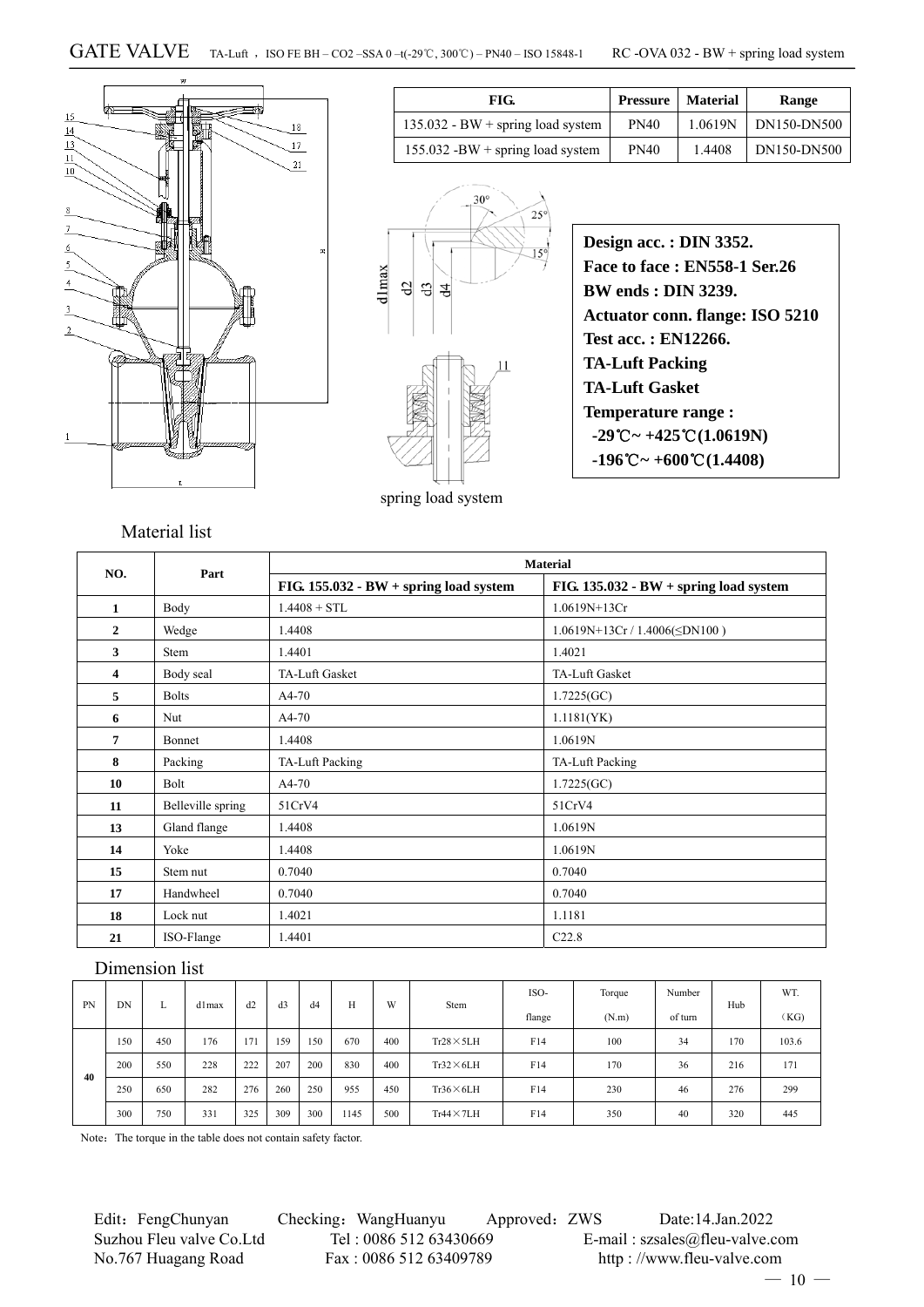# GATE VALVE

TA-Luft，ISO FE BH – CO2 –SSA 0 –t(-29℃, 300℃) – PN40 – ISO 15848-1    RC -OVA 032 - BW + spring load system

| FIG. | Pressure | Material | Range |
|---|---|---|---|
| 135.032 - BW + spring load system | PN40 | 1.0619N | DN150-DN500 |
| 155.032 -BW + spring load system | PN40 | 1.4408 | DN150-DN500 |

30°
25°
15°
d1max
d2
d3
d4
11

spring load system

**Design acc. : DIN 3352.**
**Face to face : EN558-1 Ser.26**
**BW ends : DIN 3239.**
**Actuator conn. flange: ISO 5210**
**Test acc. : EN12266.**
**TA-Luft Packing**
**TA-Luft Gasket**
**Temperature range :**
**-29℃~ +425℃(1.0619N)**
**-196℃~ +600℃(1.4408)**

## Material list

| NO. | Part | Material | |
|---|---|---|---|
| | | FIG. 155.032 - BW + spring load system | FIG. 135.032 - BW + spring load system |
| 1 | Body | 1.4408 + STL | 1.0619N+13Cr |
| 2 | Wedge | 1.4408 | 1.0619N+13Cr / 1.4006(≤DN100 ) |
| 3 | Stem | 1.4401 | 1.4021 |
| 4 | Body seal | TA-Luft Gasket | TA-Luft Gasket |
| 5 | Bolts | A4-70 | 1.7225(GC) |
| 6 | Nut | A4-70 | 1.1181(YK) |
| 7 | Bonnet | 1.4408 | 1.0619N |
| 8 | Packing | TA-Luft Packing | TA-Luft Packing |
| 10 | Bolt | A4-70 | 1.7225(GC) |
| 11 | Belleville spring | 51CrV4 | 51CrV4 |
| 13 | Gland flange | 1.4408 | 1.0619N |
| 14 | Yoke | 1.4408 | 1.0619N |
| 15 | Stem nut | 0.7040 | 0.7040 |
| 17 | Handwheel | 0.7040 | 0.7040 |
| 18 | Lock nut | 1.4021 | 1.1181 |
| 21 | ISO-Flange | 1.4401 | C22.8 |

## Dimension list

| PN | DN | L | d1max | d2 | d3 | d4 | H | W | Stem | ISO-flange | Torque (N.m) | Number of turn | Hub | WT.（KG) |
|---|---|---|---|---|---|---|---|---|---|---|---|---|---|---|
| 40 | 150 | 450 | 176 | 171 | 159 | 150 | 670 | 400 | Tr28×5LH | F14 | 100 | 34 | 170 | 103.6 |
| | 200 | 550 | 228 | 222 | 207 | 200 | 830 | 400 | Tr32×6LH | F14 | 170 | 36 | 216 | 171 |
| | 250 | 650 | 282 | 276 | 260 | 250 | 955 | 450 | Tr36×6LH | F14 | 230 | 46 | 276 | 299 |
| | 300 | 750 | 331 | 325 | 309 | 300 | 1145 | 500 | Tr44×7LH | F14 | 350 | 40 | 320 | 445 |

Note：The torque in the table does not contain safety factor.

Edit：FengChunyan　Checking：WangHuanyu　Approved：ZWS　Date:14.Jan.2022
Suzhou Fleu valve Co.Ltd　Tel : 0086 512 63430669　E-mail : szsales@fleu-valve.com
No.767 Huagang Road　Fax : 0086 512 63409789　http : //www.fleu-valve.com